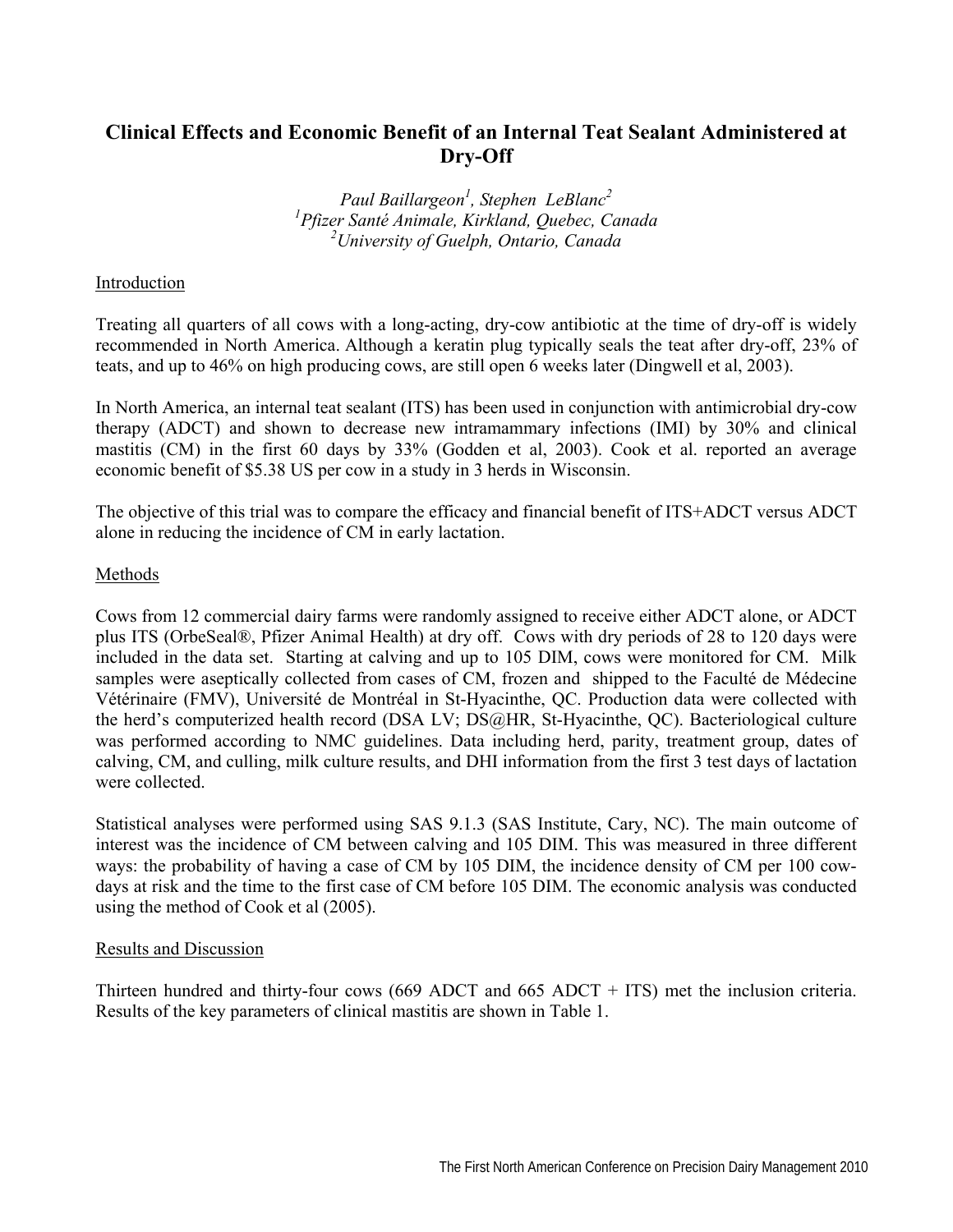# Clinical Effects and Economic Benefit of an Internal Teat Sealant Administered at Dry-Off

*Paul Baillargeon[1], Stephen LeBlanc[2]*
*[1]Pfizer Santé Animale, Kirkland, Quebec, Canada*
*[2]University of Guelph, Ontario, Canada*

## Introduction

Treating all quarters of all cows with a long-acting, dry-cow antibiotic at the time of dry-off is widely recommended in North America. Although a keratin plug typically seals the teat after dry-off, 23% of teats, and up to 46% on high producing cows, are still open 6 weeks later (Dingwell et al, 2003).

In North America, an internal teat sealant (ITS) has been used in conjunction with antimicrobial dry-cow therapy (ADCT) and shown to decrease new intramammary infections (IMI) by 30% and clinical mastitis (CM) in the first 60 days by 33% (Godden et al, 2003). Cook et al. reported an average economic benefit of $5.38 US per cow in a study in 3 herds in Wisconsin.

The objective of this trial was to compare the efficacy and financial benefit of ITS+ADCT versus ADCT alone in reducing the incidence of CM in early lactation.

## Methods

Cows from 12 commercial dairy farms were randomly assigned to receive either ADCT alone, or ADCT plus ITS (OrbeSeal®, Pfizer Animal Health) at dry off. Cows with dry periods of 28 to 120 days were included in the data set. Starting at calving and up to 105 DIM, cows were monitored for CM. Milk samples were aseptically collected from cases of CM, frozen and shipped to the Faculté de Médecine Vétérinaire (FMV), Université de Montréal in St-Hyacinthe, QC. Production data were collected with the herd's computerized health record (DSA LV; DS@HR, St-Hyacinthe, QC). Bacteriological culture was performed according to NMC guidelines. Data including herd, parity, treatment group, dates of calving, CM, and culling, milk culture results, and DHI information from the first 3 test days of lactation were collected.

Statistical analyses were performed using SAS 9.1.3 (SAS Institute, Cary, NC). The main outcome of interest was the incidence of CM between calving and 105 DIM. This was measured in three different ways: the probability of having a case of CM by 105 DIM, the incidence density of CM per 100 cow-days at risk and the time to the first case of CM before 105 DIM. The economic analysis was conducted using the method of Cook et al (2005).

## Results and Discussion

Thirteen hundred and thirty-four cows (669 ADCT and 665 ADCT + ITS) met the inclusion criteria. Results of the key parameters of clinical mastitis are shown in Table 1.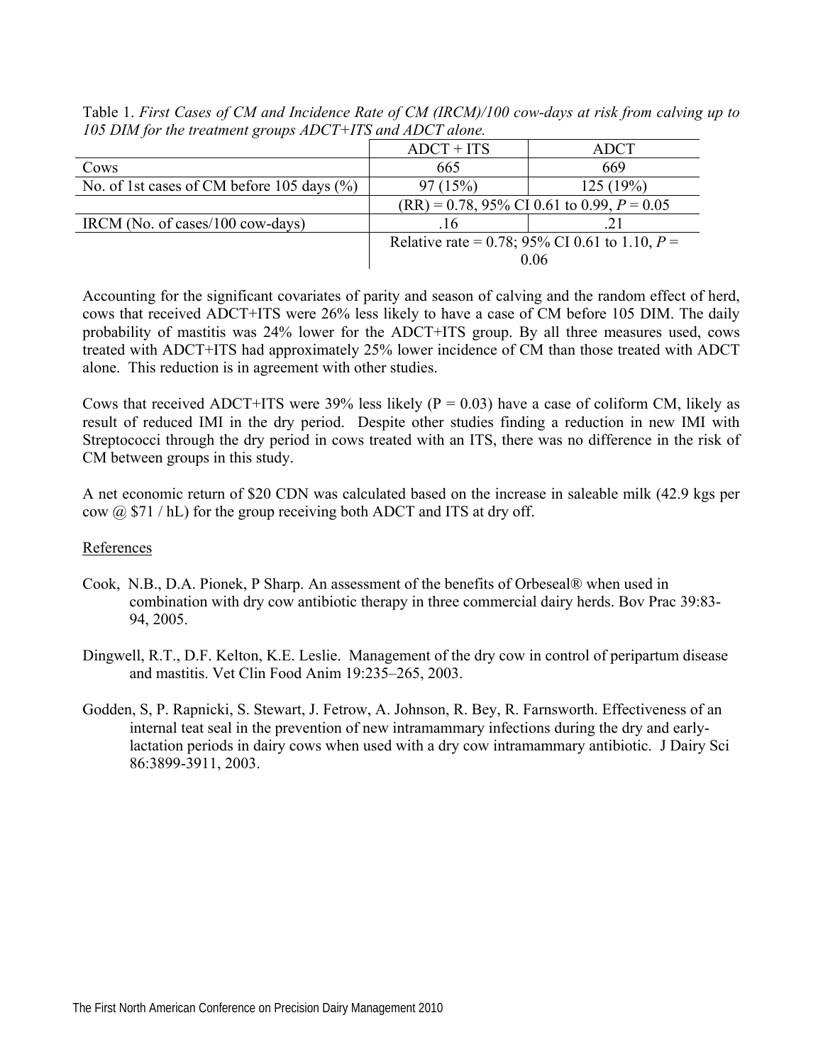Table 1. *First Cases of CM and Incidence Rate of CM (IRCM)/100 cow-days at risk from calving up to 105 DIM for the treatment groups ADCT+ITS and ADCT alone.*

| | ADCT + ITS | ADCT |
|---|---|---|
| Cows | 665 | 669 |
| No. of 1st cases of CM before 105 days (%) | 97 (15%) | 125 (19%) |
| | (RR) = 0.78, 95% CI 0.61 to 0.99, *P* = 0.05 | |
| IRCM (No. of cases/100 cow-days) | .16 | .21 |
| | Relative rate = 0.78; 95% CI 0.61 to 1.10, *P* = 0.06 | |

Accounting for the significant covariates of parity and season of calving and the random effect of herd, cows that received ADCT+ITS were 26% less likely to have a case of CM before 105 DIM. The daily probability of mastitis was 24% lower for the ADCT+ITS group. By all three measures used, cows treated with ADCT+ITS had approximately 25% lower incidence of CM than those treated with ADCT alone. This reduction is in agreement with other studies.

Cows that received ADCT+ITS were 39% less likely ($P = 0.03$) have a case of coliform CM, likely as result of reduced IMI in the dry period. Despite other studies finding a reduction in new IMI with Streptococci through the dry period in cows treated with an ITS, there was no difference in the risk of CM between groups in this study.

A net economic return of $20 CDN was calculated based on the increase in saleable milk (42.9 kgs per cow @ $71 / hL) for the group receiving both ADCT and ITS at dry off.

References

Cook, N.B., D.A. Pionek, P Sharp. An assessment of the benefits of Orbeseal® when used in combination with dry cow antibiotic therapy in three commercial dairy herds. Bov Prac 39:83-94, 2005.

Dingwell, R.T., D.F. Kelton, K.E. Leslie. Management of the dry cow in control of peripartum disease and mastitis. Vet Clin Food Anim 19:235–265, 2003.

Godden, S, P. Rapnicki, S. Stewart, J. Fetrow, A. Johnson, R. Bey, R. Farnsworth. Effectiveness of an internal teat seal in the prevention of new intramammary infections during the dry and early-lactation periods in dairy cows when used with a dry cow intramammary antibiotic. J Dairy Sci 86:3899-3911, 2003.